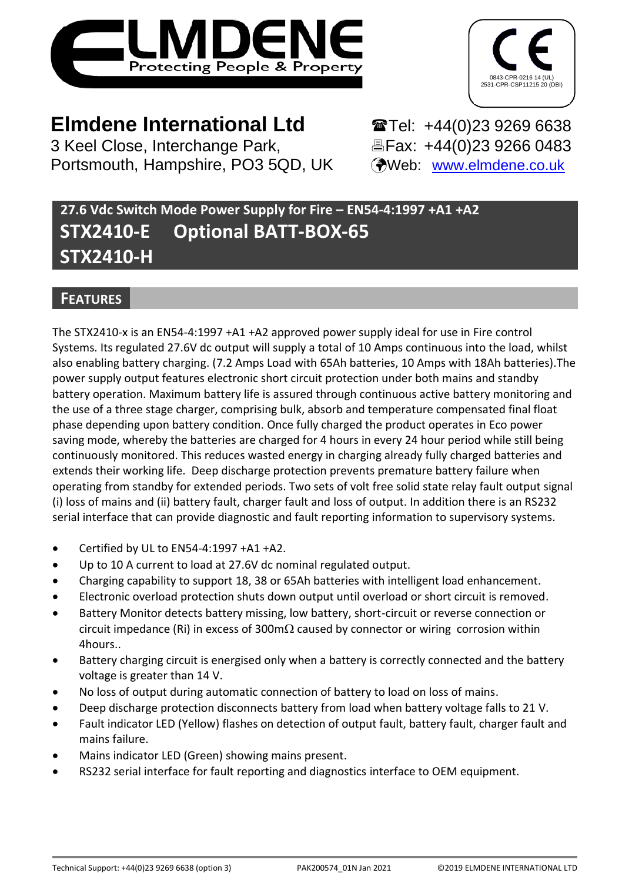ELMDENE Protecting People & Property

0843-CPR-0216 14 (UL)
2531-CPR-CSP11215 20 (DBI)

**Elmdene International Ltd**
3 Keel Close, Interchange Park,
Portsmouth, Hampshire, PO3 5QD, UK

Tel: +44(0)23 9269 6638
Fax: +44(0)23 9266 0483
Web: www.elmdene.co.uk

# 27.6 Vdc Switch Mode Power Supply for Fire – EN54-4:1997 +A1 +A2

# STX2410-E Optional BATT-BOX-65

# STX2410-H

## FEATURES

The STX2410-x is an EN54-4:1997 +A1 +A2 approved power supply ideal for use in Fire control Systems. Its regulated 27.6V dc output will supply a total of 10 Amps continuous into the load, whilst also enabling battery charging. (7.2 Amps Load with 65Ah batteries, 10 Amps with 18Ah batteries).The power supply output features electronic short circuit protection under both mains and standby battery operation. Maximum battery life is assured through continuous active battery monitoring and the use of a three stage charger, comprising bulk, absorb and temperature compensated final float phase depending upon battery condition. Once fully charged the product operates in Eco power saving mode, whereby the batteries are charged for 4 hours in every 24 hour period while still being continuously monitored. This reduces wasted energy in charging already fully charged batteries and extends their working life. Deep discharge protection prevents premature battery failure when operating from standby for extended periods. Two sets of volt free solid state relay fault output signal (i) loss of mains and (ii) battery fault, charger fault and loss of output. In addition there is an RS232 serial interface that can provide diagnostic and fault reporting information to supervisory systems.

- Certified by UL to EN54-4:1997 +A1 +A2.
- Up to 10 A current to load at 27.6V dc nominal regulated output.
- Charging capability to support 18, 38 or 65Ah batteries with intelligent load enhancement.
- Electronic overload protection shuts down output until overload or short circuit is removed.
- Battery Monitor detects battery missing, low battery, short-circuit or reverse connection or circuit impedance (Ri) in excess of 300mΩ caused by connector or wiring corrosion within 4hours..
- Battery charging circuit is energised only when a battery is correctly connected and the battery voltage is greater than 14 V.
- No loss of output during automatic connection of battery to load on loss of mains.
- Deep discharge protection disconnects battery from load when battery voltage falls to 21 V.
- Fault indicator LED (Yellow) flashes on detection of output fault, battery fault, charger fault and mains failure.
- Mains indicator LED (Green) showing mains present.
- RS232 serial interface for fault reporting and diagnostics interface to OEM equipment.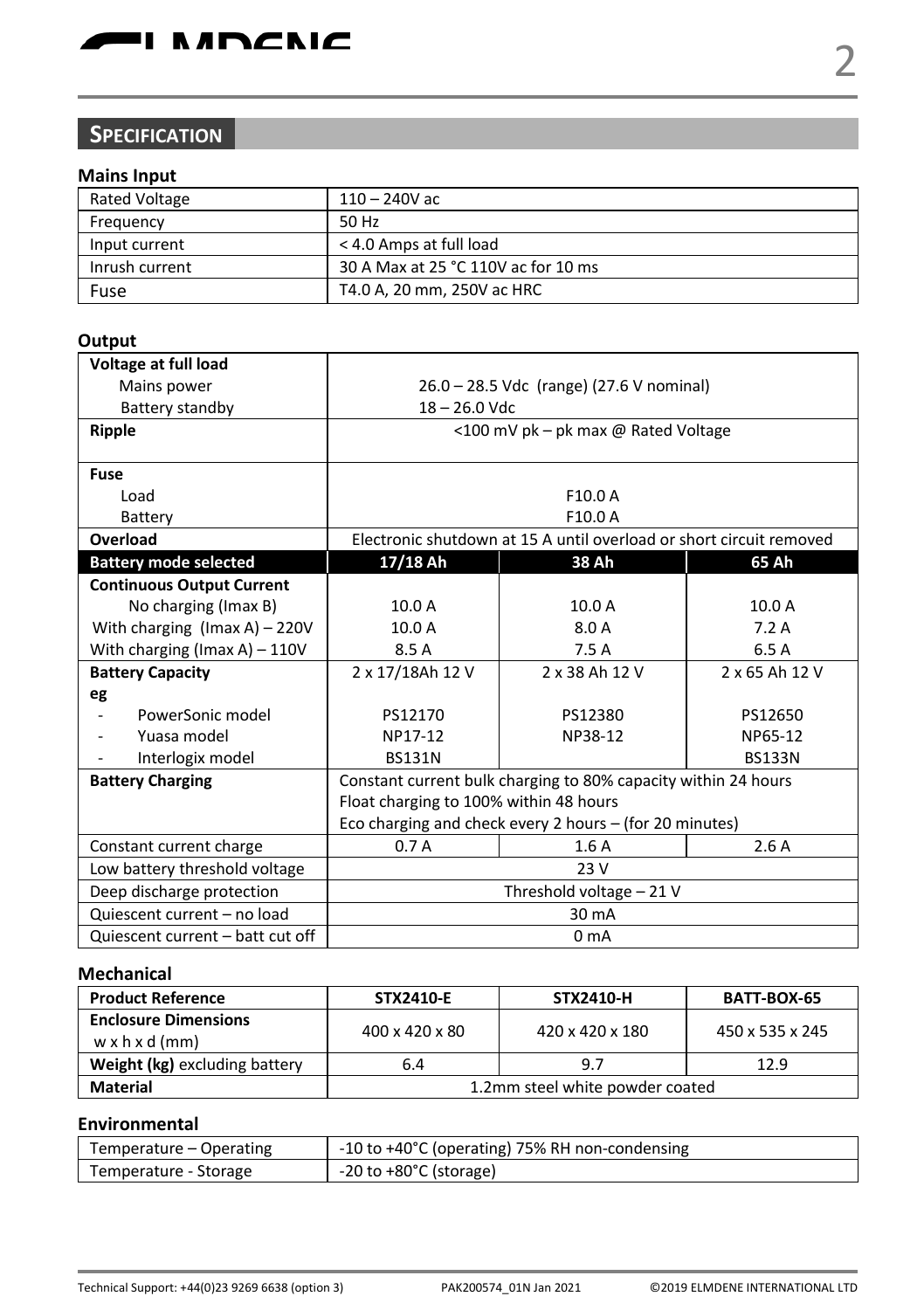## SPECIFICATION

### Mains Input

| | |
|---|---|
| Rated Voltage | 110 – 240V ac |
| Frequency | 50 Hz |
| Input current | < 4.0 Amps at full load |
| Inrush current | 30 A Max at 25 °C 110V ac for 10 ms |
| Fuse | T4.0 A, 20 mm, 250V ac HRC |

### Output

| | | | |
|---|---|---|---|
| **Voltage at full load** | | | |
| Mains power | 26.0 – 28.5 Vdc (range) (27.6 V nominal) | | |
| Battery standby | 18 – 26.0 Vdc | | |
| **Ripple** | <100 mV pk – pk max @ Rated Voltage | | |
| **Fuse** | | | |
| Load | F10.0 A | | |
| Battery | F10.0 A | | |
| **Overload** | Electronic shutdown at 15 A until overload or short circuit removed | | |
| **Battery mode selected** | **17/18 Ah** | **38 Ah** | **65 Ah** |
| **Continuous Output Current** | | | |
| No charging (Imax B) | 10.0 A | 10.0 A | 10.0 A |
| With charging (Imax A) – 220V | 10.0 A | 8.0 A | 7.2 A |
| With charging (Imax A) – 110V | 8.5 A | 7.5 A | 6.5 A |
| **Battery Capacity** | 2 x 17/18Ah 12 V | 2 x 38 Ah 12 V | 2 x 65 Ah 12 V |
| **eg** | | | |
| - PowerSonic model | PS12170 | PS12380 | PS12650 |
| - Yuasa model | NP17-12 | NP38-12 | NP65-12 |
| - Interlogix model | BS131N | | BS133N |
| **Battery Charging** | Constant current bulk charging to 80% capacity within 24 hours<br>Float charging to 100% within 48 hours<br>Eco charging and check every 2 hours – (for 20 minutes) | | |
| Constant current charge | 0.7 A | 1.6 A | 2.6 A |
| Low battery threshold voltage | 23 V | | |
| Deep discharge protection | Threshold voltage – 21 V | | |
| Quiescent current – no load | 30 mA | | |
| Quiescent current – batt cut off | 0 mA | | |

### Mechanical

| **Product Reference** | **STX2410-E** | **STX2410-H** | **BATT-BOX-65** |
|---|---|---|---|
| **Enclosure Dimensions** w x h x d (mm) | 400 x 420 x 80 | 420 x 420 x 180 | 450 x 535 x 245 |
| **Weight (kg)** excluding battery | 6.4 | 9.7 | 12.9 |
| **Material** | 1.2mm steel white powder coated | | |

### Environmental

| | |
|---|---|
| Temperature – Operating | -10 to +40°C (operating) 75% RH non-condensing |
| Temperature - Storage | -20 to +80°C (storage) |

Technical Support: +44(0)23 9269 6638 (option 3) PAK200574_01N Jan 2021 ©2019 ELMDENE INTERNATIONAL LTD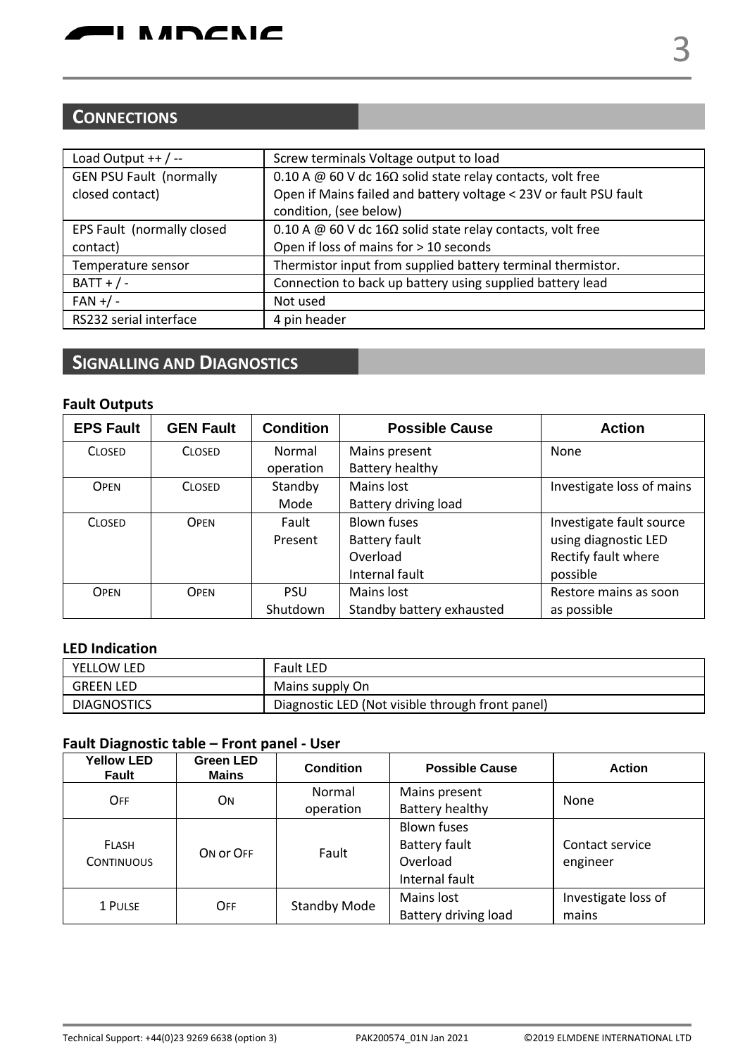## CONNECTIONS

| | |
|---|---|
| Load Output ++ / -- | Screw terminals Voltage output to load |
| GEN PSU Fault (normally closed contact) | 0.10 A @ 60 V dc 16Ω solid state relay contacts, volt free<br>Open if Mains failed and battery voltage < 23V or fault PSU fault condition, (see below) |
| EPS Fault (normally closed contact) | 0.10 A @ 60 V dc 16Ω solid state relay contacts, volt free<br>Open if loss of mains for > 10 seconds |
| Temperature sensor | Thermistor input from supplied battery terminal thermistor. |
| BATT + / - | Connection to back up battery using supplied battery lead |
| FAN +/ - | Not used |
| RS232 serial interface | 4 pin header |

## SIGNALLING AND DIAGNOSTICS

### Fault Outputs

| EPS Fault | GEN Fault | Condition | Possible Cause | Action |
|---|---|---|---|---|
| CLOSED | CLOSED | Normal operation | Mains present<br>Battery healthy | None |
| OPEN | CLOSED | Standby Mode | Mains lost<br>Battery driving load | Investigate loss of mains |
| CLOSED | OPEN | Fault Present | Blown fuses<br>Battery fault<br>Overload<br>Internal fault | Investigate fault source using diagnostic LED<br>Rectify fault where possible |
| OPEN | OPEN | PSU Shutdown | Mains lost<br>Standby battery exhausted | Restore mains as soon as possible |

### LED Indication

| | |
|---|---|
| YELLOW LED | Fault LED |
| GREEN LED | Mains supply On |
| DIAGNOSTICS | Diagnostic LED (Not visible through front panel) |

### Fault Diagnostic table – Front panel - User

| Yellow LED Fault | Green LED Mains | Condition | Possible Cause | Action |
|---|---|---|---|---|
| OFF | ON | Normal operation | Mains present<br>Battery healthy | None |
| FLASH CONTINUOUS | ON or OFF | Fault | Blown fuses<br>Battery fault<br>Overload<br>Internal fault | Contact service engineer |
| 1 PULSE | OFF | Standby Mode | Mains lost<br>Battery driving load | Investigate loss of mains |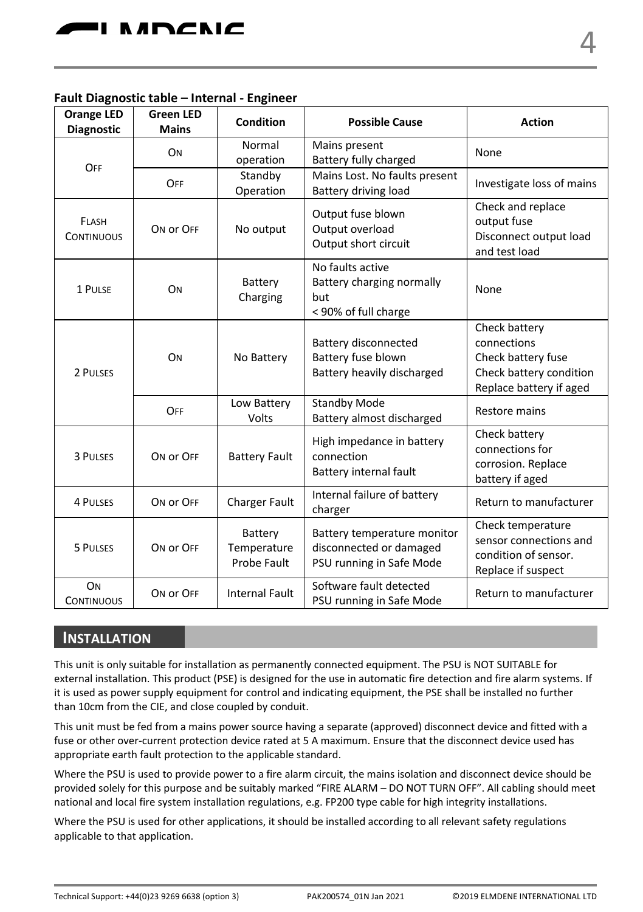### Fault Diagnostic table – Internal - Engineer

| Orange LED Diagnostic | Green LED Mains | Condition | Possible Cause | Action |
|---|---|---|---|---|
| OFF | ON | Normal operation | Mains present<br>Battery fully charged | None |
| | OFF | Standby Operation | Mains Lost. No faults present<br>Battery driving load | Investigate loss of mains |
| FLASH CONTINUOUS | ON or OFF | No output | Output fuse blown<br>Output overload<br>Output short circuit | Check and replace output fuse<br>Disconnect output load and test load |
| 1 PULSE | ON | Battery Charging | No faults active<br>Battery charging normally but<br>< 90% of full charge | None |
| 2 PULSES | ON | No Battery | Battery disconnected<br>Battery fuse blown<br>Battery heavily discharged | Check battery connections<br>Check battery fuse<br>Check battery condition<br>Replace battery if aged |
| | OFF | Low Battery Volts | Standby Mode<br>Battery almost discharged | Restore mains |
| 3 PULSES | ON or OFF | Battery Fault | High impedance in battery connection<br>Battery internal fault | Check battery connections for corrosion. Replace battery if aged |
| 4 PULSES | ON or OFF | Charger Fault | Internal failure of battery charger | Return to manufacturer |
| 5 PULSES | ON or OFF | Battery Temperature Probe Fault | Battery temperature monitor disconnected or damaged<br>PSU running in Safe Mode | Check temperature sensor connections and condition of sensor. Replace if suspect |
| ON CONTINUOUS | ON or OFF | Internal Fault | Software fault detected<br>PSU running in Safe Mode | Return to manufacturer |

## INSTALLATION

This unit is only suitable for installation as permanently connected equipment. The PSU is NOT SUITABLE for external installation. This product (PSE) is designed for the use in automatic fire detection and fire alarm systems. If it is used as power supply equipment for control and indicating equipment, the PSE shall be installed no further than 10cm from the CIE, and close coupled by conduit.

This unit must be fed from a mains power source having a separate (approved) disconnect device and fitted with a fuse or other over-current protection device rated at 5 A maximum. Ensure that the disconnect device used has appropriate earth fault protection to the applicable standard.

Where the PSU is used to provide power to a fire alarm circuit, the mains isolation and disconnect device should be provided solely for this purpose and be suitably marked "FIRE ALARM – DO NOT TURN OFF". All cabling should meet national and local fire system installation regulations, e.g. FP200 type cable for high integrity installations.

Where the PSU is used for other applications, it should be installed according to all relevant safety regulations applicable to that application.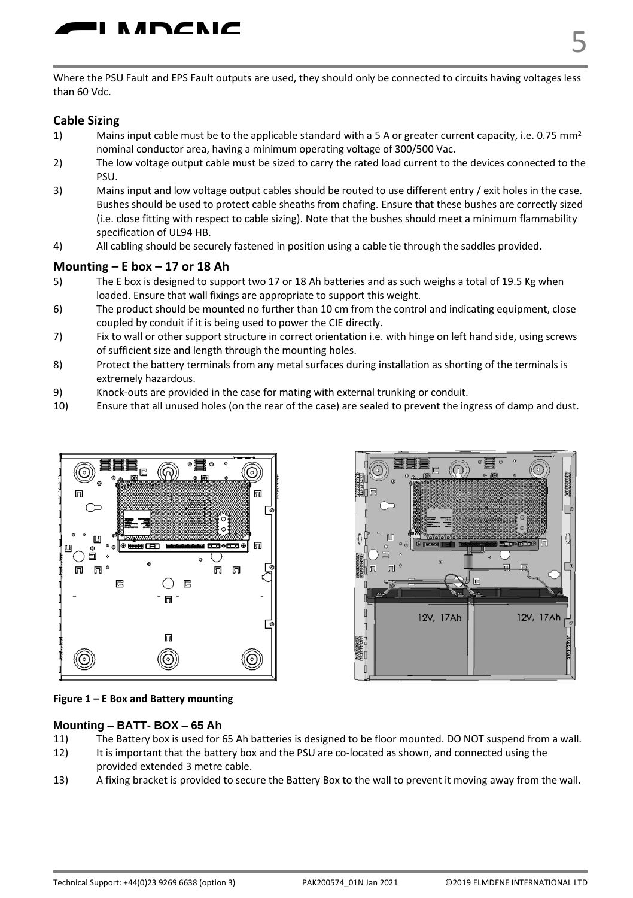Where the PSU Fault and EPS Fault outputs are used, they should only be connected to circuits having voltages less than 60 Vdc.

## Cable Sizing

1) Mains input cable must be to the applicable standard with a 5 A or greater current capacity, i.e. 0.75 mm² nominal conductor area, having a minimum operating voltage of 300/500 Vac.
2) The low voltage output cable must be sized to carry the rated load current to the devices connected to the PSU.
3) Mains input and low voltage output cables should be routed to use different entry / exit holes in the case. Bushes should be used to protect cable sheaths from chafing. Ensure that these bushes are correctly sized (i.e. close fitting with respect to cable sizing). Note that the bushes should meet a minimum flammability specification of UL94 HB.
4) All cabling should be securely fastened in position using a cable tie through the saddles provided.

## Mounting – E box – 17 or 18 Ah

5) The E box is designed to support two 17 or 18 Ah batteries and as such weighs a total of 19.5 Kg when loaded. Ensure that wall fixings are appropriate to support this weight.
6) The product should be mounted no further than 10 cm from the control and indicating equipment, close coupled by conduit if it is being used to power the CIE directly.
7) Fix to wall or other support structure in correct orientation i.e. with hinge on left hand side, using screws of sufficient size and length through the mounting holes.
8) Protect the battery terminals from any metal surfaces during installation as shorting of the terminals is extremely hazardous.
9) Knock-outs are provided in the case for mating with external trunking or conduit.
10) Ensure that all unused holes (on the rear of the case) are sealed to prevent the ingress of damp and dust.

**Figure 1 – E Box and Battery mounting**

## Mounting – BATT- BOX – 65 Ah

11) The Battery box is used for 65 Ah batteries is designed to be floor mounted. DO NOT suspend from a wall.
12) It is important that the battery box and the PSU are co-located as shown, and connected using the provided extended 3 metre cable.
13) A fixing bracket is provided to secure the Battery Box to the wall to prevent it moving away from the wall.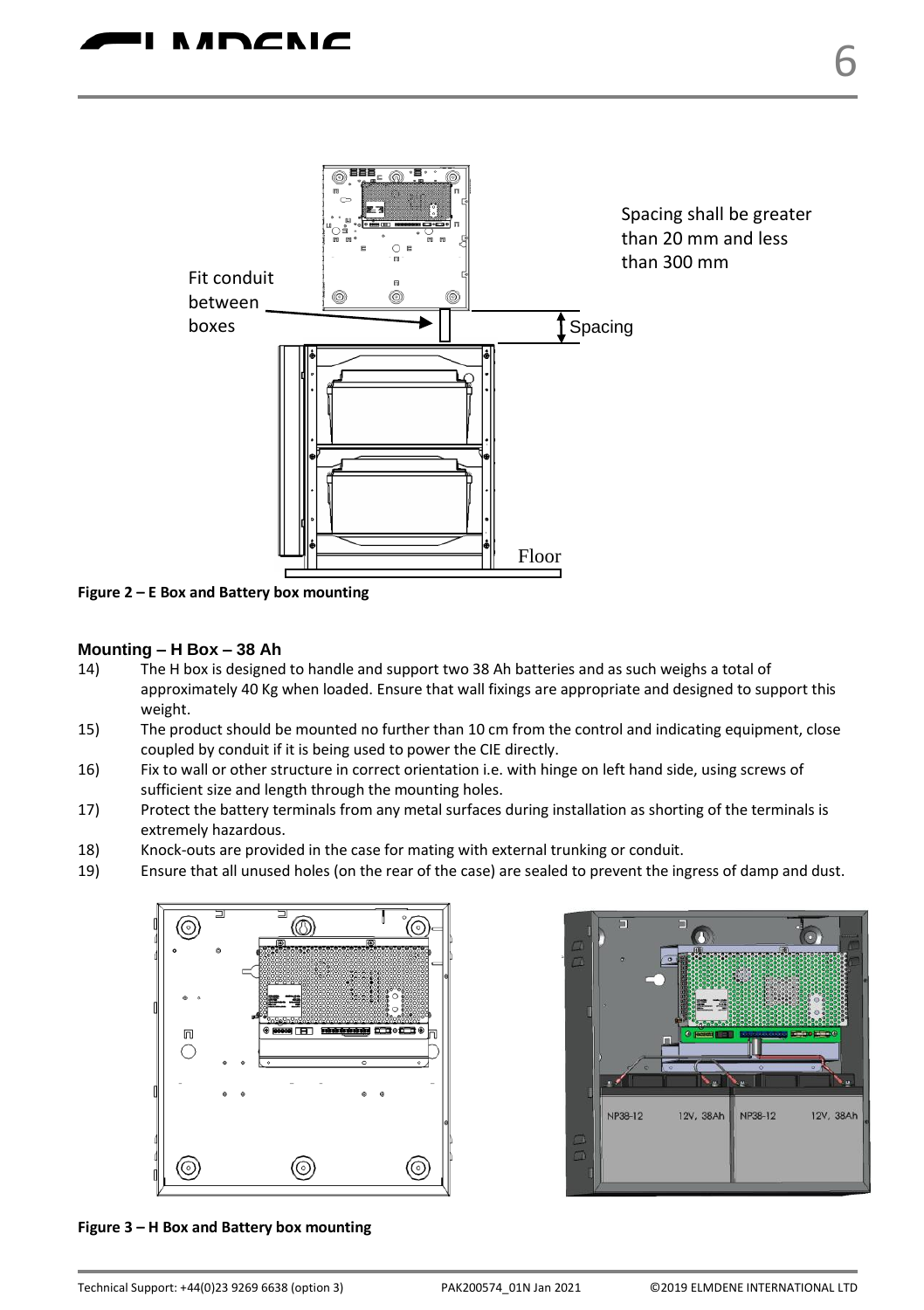Spacing shall be greater than 20 mm and less than 300 mm

Fit conduit between boxes

Spacing

Floor

**Figure 2 – E Box and Battery box mounting**

### Mounting – H Box – 38 Ah

14) The H box is designed to handle and support two 38 Ah batteries and as such weighs a total of approximately 40 Kg when loaded. Ensure that wall fixings are appropriate and designed to support this weight.
15) The product should be mounted no further than 10 cm from the control and indicating equipment, close coupled by conduit if it is being used to power the CIE directly.
16) Fix to wall or other structure in correct orientation i.e. with hinge on left hand side, using screws of sufficient size and length through the mounting holes.
17) Protect the battery terminals from any metal surfaces during installation as shorting of the terminals is extremely hazardous.
18) Knock-outs are provided in the case for mating with external trunking or conduit.
19) Ensure that all unused holes (on the rear of the case) are sealed to prevent the ingress of damp and dust.

**Figure 3 – H Box and Battery box mounting**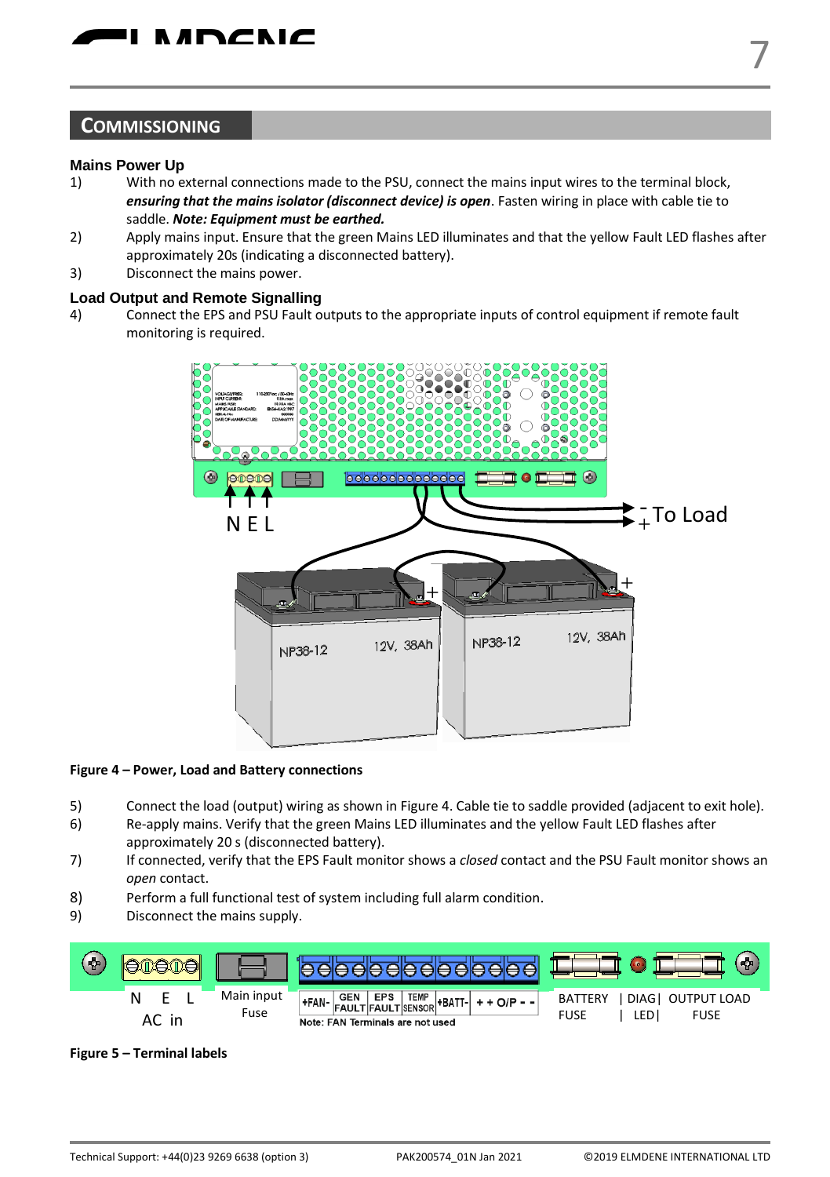## COMMISSIONING

### Mains Power Up

1) With no external connections made to the PSU, connect the mains input wires to the terminal block, ***ensuring that the mains isolator (disconnect device) is open***. Fasten wiring in place with cable tie to saddle. ***Note: Equipment must be earthed.***
2) Apply mains input. Ensure that the green Mains LED illuminates and that the yellow Fault LED flashes after approximately 20s (indicating a disconnected battery).
3) Disconnect the mains power.

### Load Output and Remote Signalling

4) Connect the EPS and PSU Fault outputs to the appropriate inputs of control equipment if remote fault monitoring is required.

**Figure 4 – Power, Load and Battery connections**

5) Connect the load (output) wiring as shown in Figure 4. Cable tie to saddle provided (adjacent to exit hole).
6) Re-apply mains. Verify that the green Mains LED illuminates and the yellow Fault LED flashes after approximately 20 s (disconnected battery).
7) If connected, verify that the EPS Fault monitor shows a *closed* contact and the PSU Fault monitor shows an *open* contact.
8) Perform a full functional test of system including full alarm condition.
9) Disconnect the mains supply.

**Figure 5 – Terminal labels**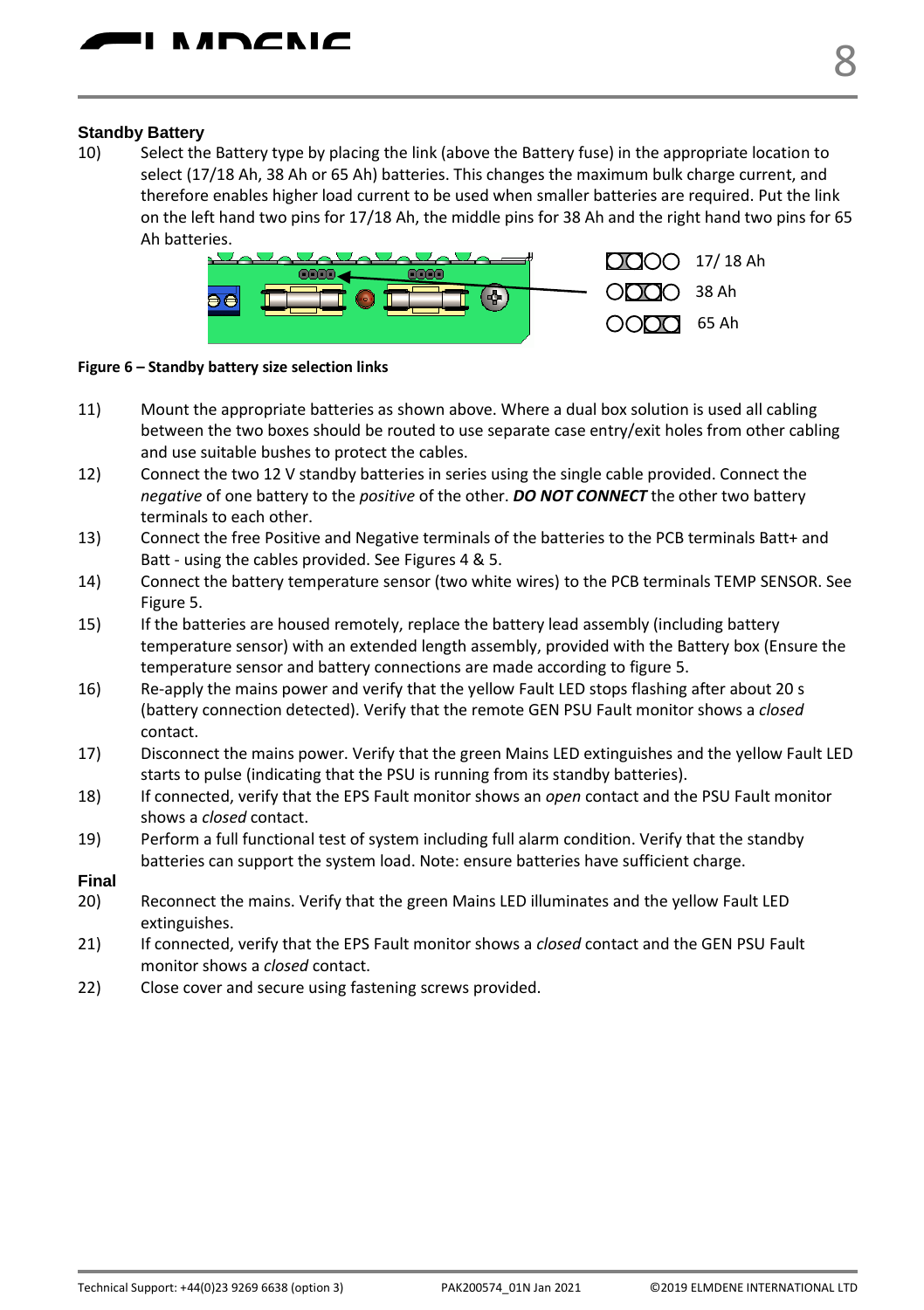### Standby Battery

10) Select the Battery type by placing the link (above the Battery fuse) in the appropriate location to select (17/18 Ah, 38 Ah or 65 Ah) batteries. This changes the maximum bulk charge current, and therefore enables higher load current to be used when smaller batteries are required. Put the link on the left hand two pins for 17/18 Ah, the middle pins for 38 Ah and the right hand two pins for 65 Ah batteries.

17/ 18 Ah

38 Ah

65 Ah

**Figure 6 – Standby battery size selection links**

11) Mount the appropriate batteries as shown above. Where a dual box solution is used all cabling between the two boxes should be routed to use separate case entry/exit holes from other cabling and use suitable bushes to protect the cables.
12) Connect the two 12 V standby batteries in series using the single cable provided. Connect the *negative* of one battery to the *positive* of the other. ***DO NOT CONNECT*** the other two battery terminals to each other.
13) Connect the free Positive and Negative terminals of the batteries to the PCB terminals Batt+ and Batt - using the cables provided. See Figures 4 & 5.
14) Connect the battery temperature sensor (two white wires) to the PCB terminals TEMP SENSOR. See Figure 5.
15) If the batteries are housed remotely, replace the battery lead assembly (including battery temperature sensor) with an extended length assembly, provided with the Battery box (Ensure the temperature sensor and battery connections are made according to figure 5.
16) Re-apply the mains power and verify that the yellow Fault LED stops flashing after about 20 s (battery connection detected). Verify that the remote GEN PSU Fault monitor shows a *closed* contact.
17) Disconnect the mains power. Verify that the green Mains LED extinguishes and the yellow Fault LED starts to pulse (indicating that the PSU is running from its standby batteries).
18) If connected, verify that the EPS Fault monitor shows an *open* contact and the PSU Fault monitor shows a *closed* contact.
19) Perform a full functional test of system including full alarm condition. Verify that the standby batteries can support the system load. Note: ensure batteries have sufficient charge.

### Final

20) Reconnect the mains. Verify that the green Mains LED illuminates and the yellow Fault LED extinguishes.
21) If connected, verify that the EPS Fault monitor shows a *closed* contact and the GEN PSU Fault monitor shows a *closed* contact.
22) Close cover and secure using fastening screws provided.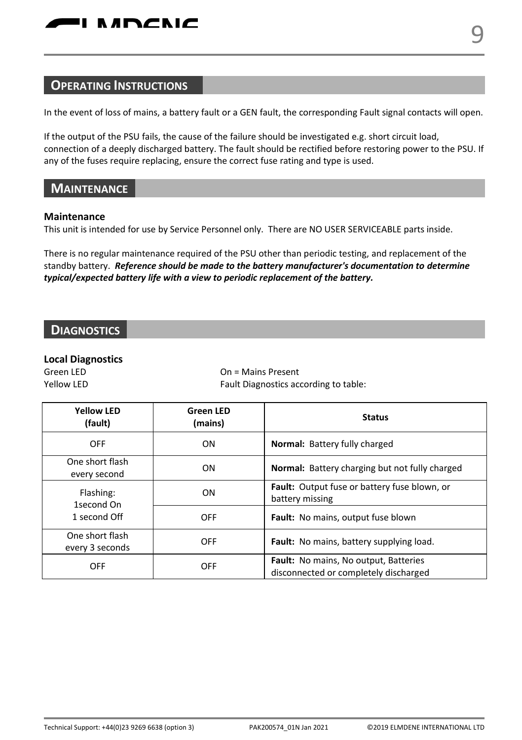## OPERATING INSTRUCTIONS

In the event of loss of mains, a battery fault or a GEN fault, the corresponding Fault signal contacts will open.

If the output of the PSU fails, the cause of the failure should be investigated e.g. short circuit load, connection of a deeply discharged battery. The fault should be rectified before restoring power to the PSU. If any of the fuses require replacing, ensure the correct fuse rating and type is used.

## MAINTENANCE

**Maintenance**

This unit is intended for use by Service Personnel only. There are NO USER SERVICEABLE parts inside.

There is no regular maintenance required of the PSU other than periodic testing, and replacement of the standby battery. ***Reference should be made to the battery manufacturer's documentation to determine typical/expected battery life with a view to periodic replacement of the battery.***

## DIAGNOSTICS

**Local Diagnostics**

Green LED — On = Mains Present

Yellow LED — Fault Diagnostics according to table:

| Yellow LED (fault) | Green LED (mains) | Status |
|---|---|---|
| OFF | ON | **Normal:** Battery fully charged |
| One short flash every second | ON | **Normal:** Battery charging but not fully charged |
| Flashing: 1second On 1 second Off | ON | **Fault:** Output fuse or battery fuse blown, or battery missing |
| | OFF | **Fault:** No mains, output fuse blown |
| One short flash every 3 seconds | OFF | **Fault:** No mains, battery supplying load. |
| OFF | OFF | **Fault:** No mains, No output, Batteries disconnected or completely discharged |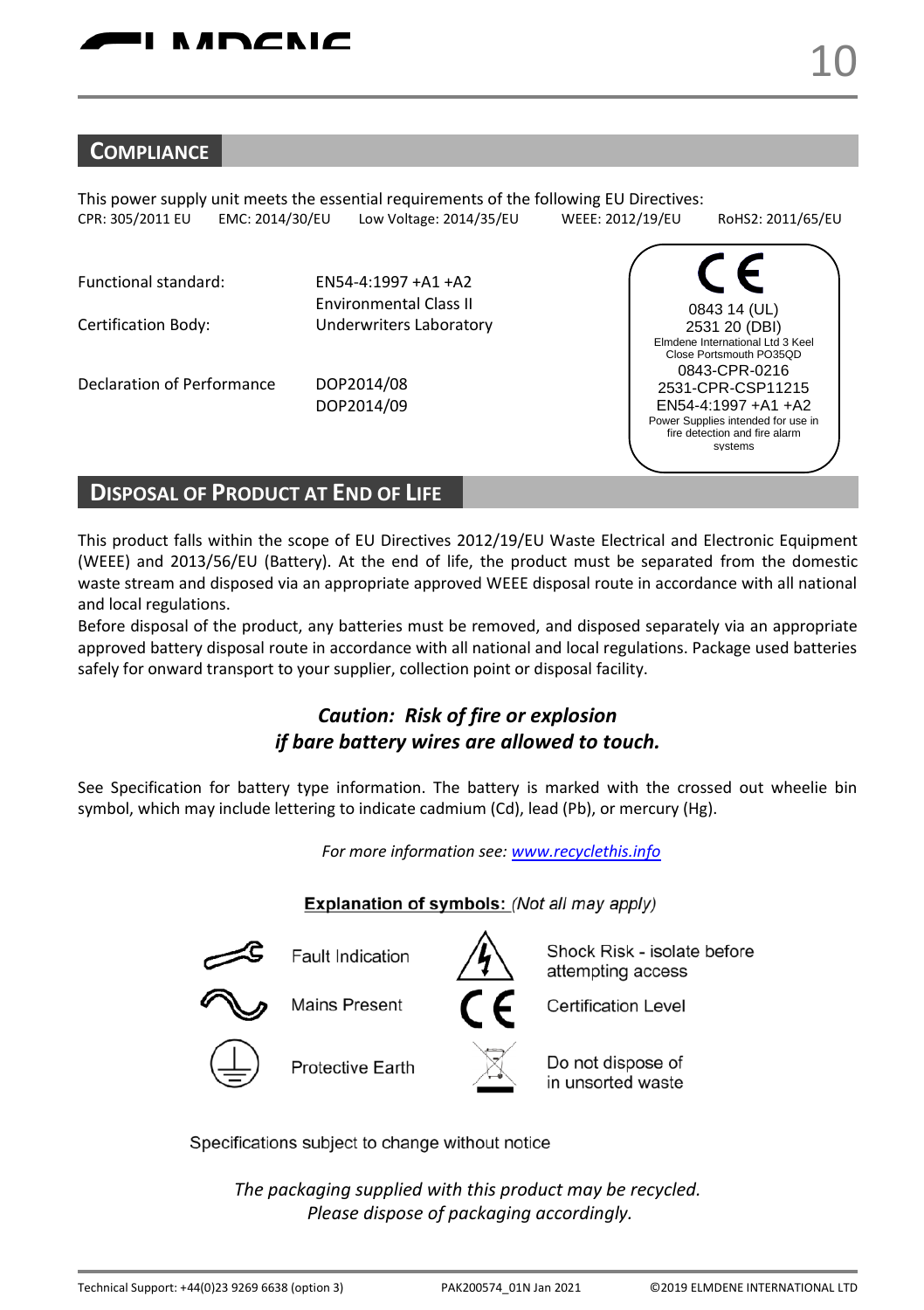## COMPLIANCE

This power supply unit meets the essential requirements of the following EU Directives:
CPR: 305/2011 EU    EMC: 2014/30/EU    Low Voltage: 2014/35/EU    WEEE: 2012/19/EU    RoHS2: 2011/65/EU

| | |
|---|---|
| Functional standard: | EN54-4:1997 +A1 +A2<br>Environmental Class II |
| Certification Body: | Underwriters Laboratory |
| Declaration of Performance | DOP2014/08<br>DOP2014/09 |

CE
0843 14 (UL)
2531 20 (DBI)
Elmdene International Ltd 3 Keel Close Portsmouth PO35QD
0843-CPR-0216
2531-CPR-CSP11215
EN54-4:1997 +A1 +A2
Power Supplies intended for use in fire detection and fire alarm systems

## DISPOSAL OF PRODUCT AT END OF LIFE

This product falls within the scope of EU Directives 2012/19/EU Waste Electrical and Electronic Equipment (WEEE) and 2013/56/EU (Battery). At the end of life, the product must be separated from the domestic waste stream and disposed via an appropriate approved WEEE disposal route in accordance with all national and local regulations.
Before disposal of the product, any batteries must be removed, and disposed separately via an appropriate approved battery disposal route in accordance with all national and local regulations. Package used batteries safely for onward transport to your supplier, collection point or disposal facility.

***Caution: Risk of fire or explosion if bare battery wires are allowed to touch.***

See Specification for battery type information. The battery is marked with the crossed out wheelie bin symbol, which may include lettering to indicate cadmium (Cd), lead (Pb), or mercury (Hg).

*For more information see: www.recyclethis.info*

**Explanation of symbols:** *(Not all may apply)*

| | | | |
|---|---|---|---|
| | Fault Indication | | Shock Risk - isolate before attempting access |
| | Mains Present | | Certification Level |
| | Protective Earth | | Do not dispose of in unsorted waste |

Specifications subject to change without notice

*The packaging supplied with this product may be recycled.*
*Please dispose of packaging accordingly.*

Technical Support: +44(0)23 9269 6638 (option 3)    PAK200574_01N Jan 2021    ©2019 ELMDENE INTERNATIONAL LTD